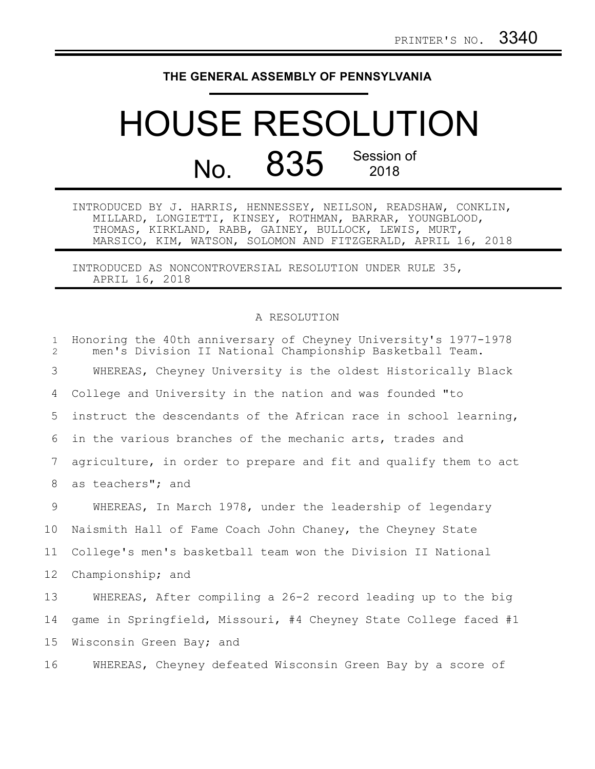PRINTER'S NO. 3340

THE GENERAL ASSEMBLY OF PENNSYLVANIA

# HOUSE RESOLUTION

# No. 835 Session of 2018

INTRODUCED BY J. HARRIS, HENNESSEY, NEILSON, READSHAW, CONKLIN, MILLARD, LONGIETTI, KINSEY, ROTHMAN, BARRAR, YOUNGBLOOD, THOMAS, KIRKLAND, RABB, GAINEY, BULLOCK, LEWIS, MURT, MARSICO, KIM, WATSON, SOLOMON AND FITZGERALD, APRIL 16, 2018

INTRODUCED AS NONCONTROVERSIAL RESOLUTION UNDER RULE 35, APRIL 16, 2018

A RESOLUTION

1 Honoring the 40th anniversary of Cheyney University's 1977-1978
2 men's Division II National Championship Basketball Team.

3 WHEREAS, Cheyney University is the oldest Historically Black
4 College and University in the nation and was founded "to
5 instruct the descendants of the African race in school learning,
6 in the various branches of the mechanic arts, trades and
7 agriculture, in order to prepare and fit and qualify them to act
8 as teachers"; and

9 WHEREAS, In March 1978, under the leadership of legendary
10 Naismith Hall of Fame Coach John Chaney, the Cheyney State
11 College's men's basketball team won the Division II National
12 Championship; and

13 WHEREAS, After compiling a 26-2 record leading up to the big
14 game in Springfield, Missouri, #4 Cheyney State College faced #1
15 Wisconsin Green Bay; and

16 WHEREAS, Cheyney defeated Wisconsin Green Bay by a score of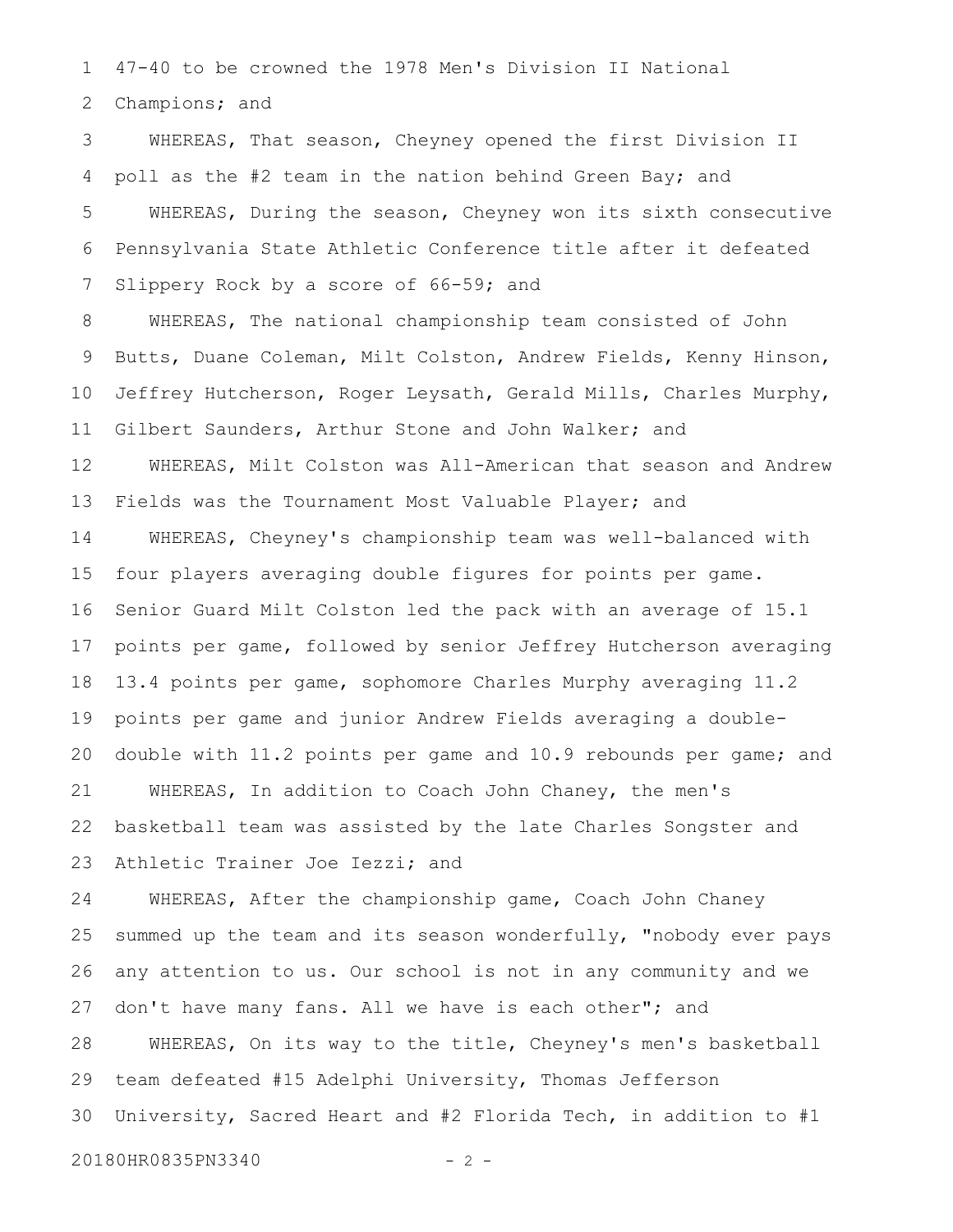47-40 to be crowned the 1978 Men's Division II National Champions; and

WHEREAS, That season, Cheyney opened the first Division II poll as the #2 team in the nation behind Green Bay; and

WHEREAS, During the season, Cheyney won its sixth consecutive Pennsylvania State Athletic Conference title after it defeated Slippery Rock by a score of 66-59; and

WHEREAS, The national championship team consisted of John Butts, Duane Coleman, Milt Colston, Andrew Fields, Kenny Hinson, Jeffrey Hutcherson, Roger Leysath, Gerald Mills, Charles Murphy, Gilbert Saunders, Arthur Stone and John Walker; and

WHEREAS, Milt Colston was All-American that season and Andrew Fields was the Tournament Most Valuable Player; and

WHEREAS, Cheyney's championship team was well-balanced with four players averaging double figures for points per game. Senior Guard Milt Colston led the pack with an average of 15.1 points per game, followed by senior Jeffrey Hutcherson averaging 13.4 points per game, sophomore Charles Murphy averaging 11.2 points per game and junior Andrew Fields averaging a double-double with 11.2 points per game and 10.9 rebounds per game; and

WHEREAS, In addition to Coach John Chaney, the men's basketball team was assisted by the late Charles Songster and Athletic Trainer Joe Iezzi; and

WHEREAS, After the championship game, Coach John Chaney summed up the team and its season wonderfully, "nobody ever pays any attention to us. Our school is not in any community and we don't have many fans. All we have is each other"; and

WHEREAS, On its way to the title, Cheyney's men's basketball team defeated #15 Adelphi University, Thomas Jefferson University, Sacred Heart and #2 Florida Tech, in addition to #1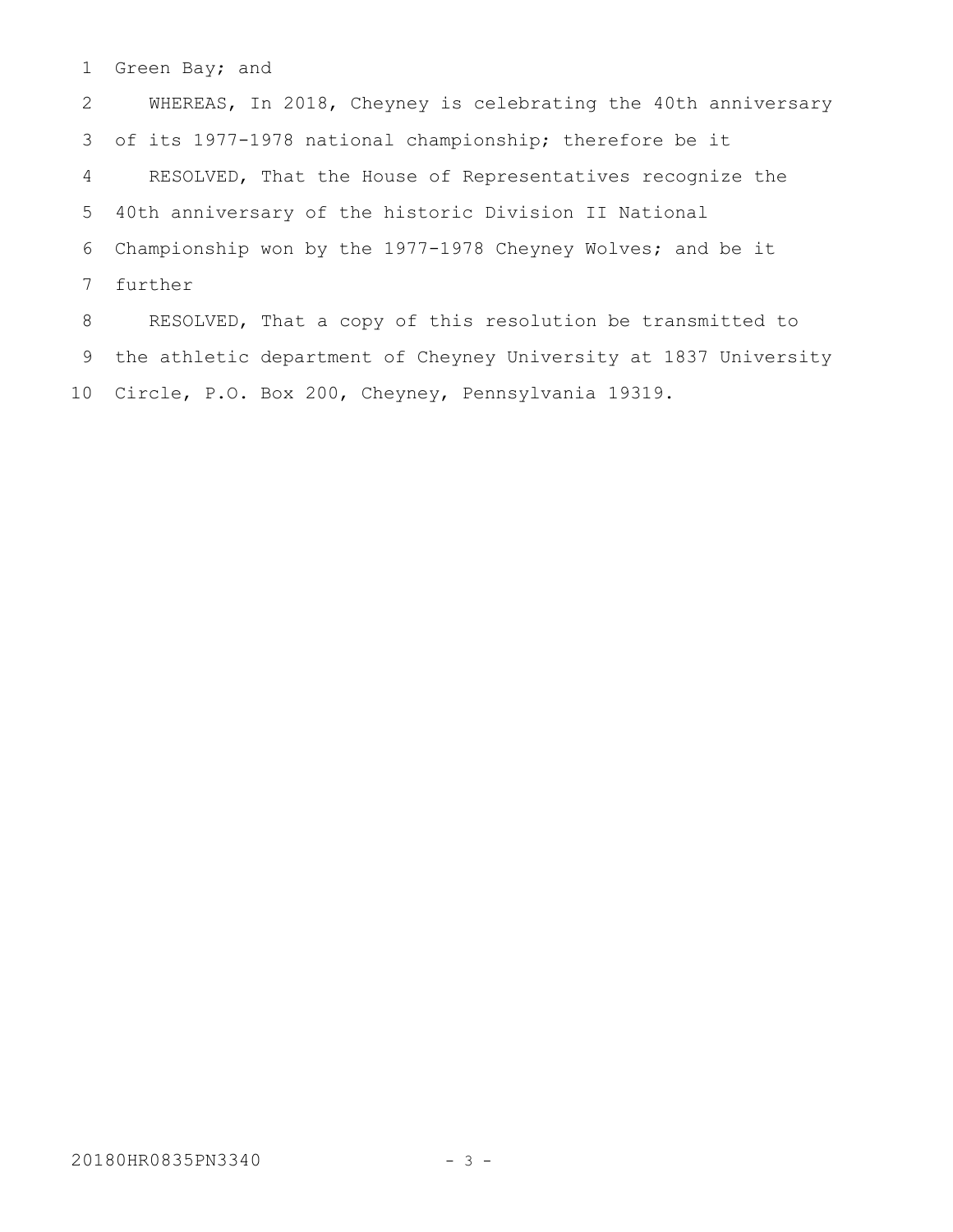Green Bay; and

WHEREAS, In 2018, Cheyney is celebrating the 40th anniversary of its 1977-1978 national championship; therefore be it

RESOLVED, That the House of Representatives recognize the 40th anniversary of the historic Division II National Championship won by the 1977-1978 Cheyney Wolves; and be it further

RESOLVED, That a copy of this resolution be transmitted to the athletic department of Cheyney University at 1837 University Circle, P.O. Box 200, Cheyney, Pennsylvania 19319.